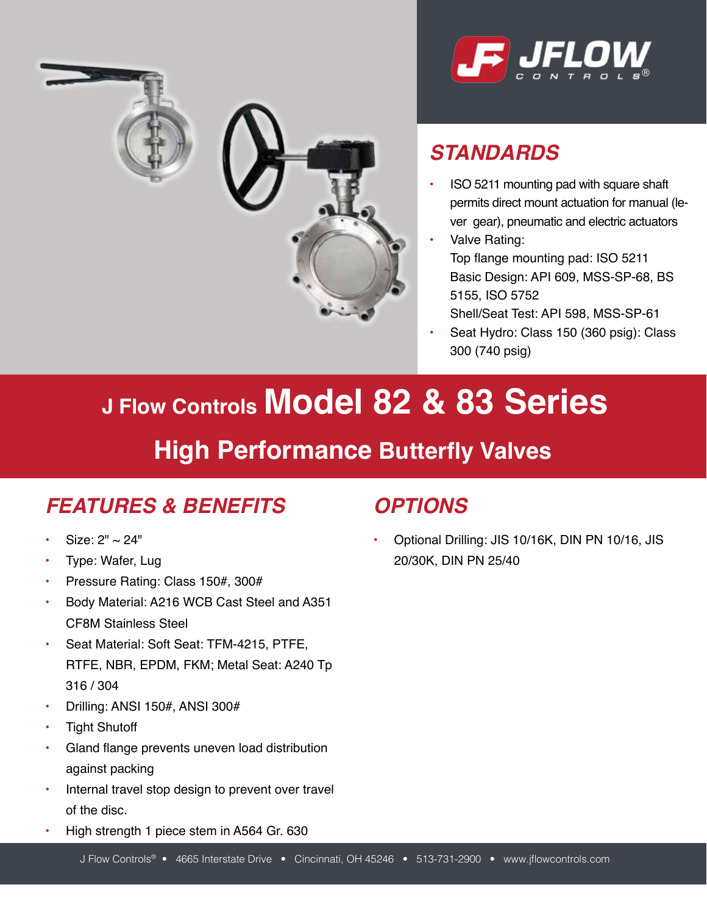JFLOW CONTROLS®

## STANDARDS

- ISO 5211 mounting pad with square shaft permits direct mount actuation for manual (lever gear), pneumatic and electric actuators
- Valve Rating:
  Top flange mounting pad: ISO 5211
  Basic Design: API 609, MSS-SP-68, BS 5155, ISO 5752
  Shell/Seat Test: API 598, MSS-SP-61
- Seat Hydro: Class 150 (360 psig): Class 300 (740 psig)

# J Flow Controls Model 82 & 83 Series

## High Performance Butterfly Valves

## FEATURES & BENEFITS

- Size: 2" ~ 24"
- Type: Wafer, Lug
- Pressure Rating: Class 150#, 300#
- Body Material: A216 WCB Cast Steel and A351 CF8M Stainless Steel
- Seat Material: Soft Seat: TFM-4215, PTFE, RTFE, NBR, EPDM, FKM; Metal Seat: A240 Tp 316 / 304
- Drilling: ANSI 150#, ANSI 300#
- Tight Shutoff
- Gland flange prevents uneven load distribution against packing
- Internal travel stop design to prevent over travel of the disc.
- High strength 1 piece stem in A564 Gr. 630

## OPTIONS

- Optional Drilling: JIS 10/16K, DIN PN 10/16, JIS 20/30K, DIN PN 25/40

J Flow Controls® • 4665 Interstate Drive • Cincinnati, OH 45246 • 513-731-2900 • www.jflowcontrols.com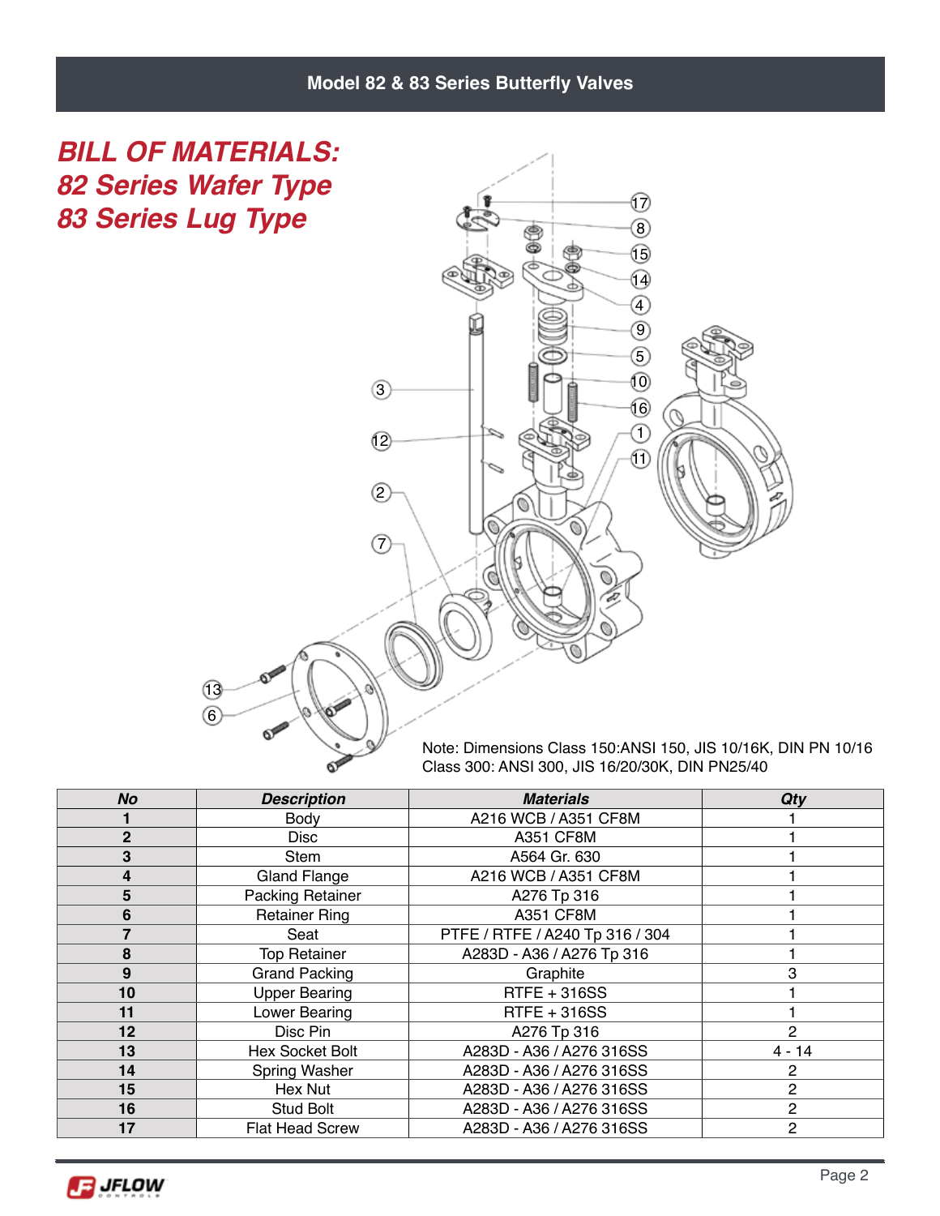# BILL OF MATERIALS:
## 82 Series Wafer Type
## 83 Series Lug Type

Note: Dimensions Class 150:ANSI 150, JIS 10/16K, DIN PN 10/16
Class 300: ANSI 300, JIS 16/20/30K, DIN PN25/40

| No | Description | Materials | Qty |
|---|---|---|---|
| 1 | Body | A216 WCB / A351 CF8M | 1 |
| 2 | Disc | A351 CF8M | 1 |
| 3 | Stem | A564 Gr. 630 | 1 |
| 4 | Gland Flange | A216 WCB / A351 CF8M | 1 |
| 5 | Packing Retainer | A276 Tp 316 | 1 |
| 6 | Retainer Ring | A351 CF8M | 1 |
| 7 | Seat | PTFE / RTFE / A240 Tp 316 / 304 | 1 |
| 8 | Top Retainer | A283D - A36 / A276 Tp 316 | 1 |
| 9 | Grand Packing | Graphite | 3 |
| 10 | Upper Bearing | RTFE + 316SS | 1 |
| 11 | Lower Bearing | RTFE + 316SS | 1 |
| 12 | Disc Pin | A276 Tp 316 | 2 |
| 13 | Hex Socket Bolt | A283D - A36 / A276 316SS | 4 - 14 |
| 14 | Spring Washer | A283D - A36 / A276 316SS | 2 |
| 15 | Hex Nut | A283D - A36 / A276 316SS | 2 |
| 16 | Stud Bolt | A283D - A36 / A276 316SS | 2 |
| 17 | Flat Head Screw | A283D - A36 / A276 316SS | 2 |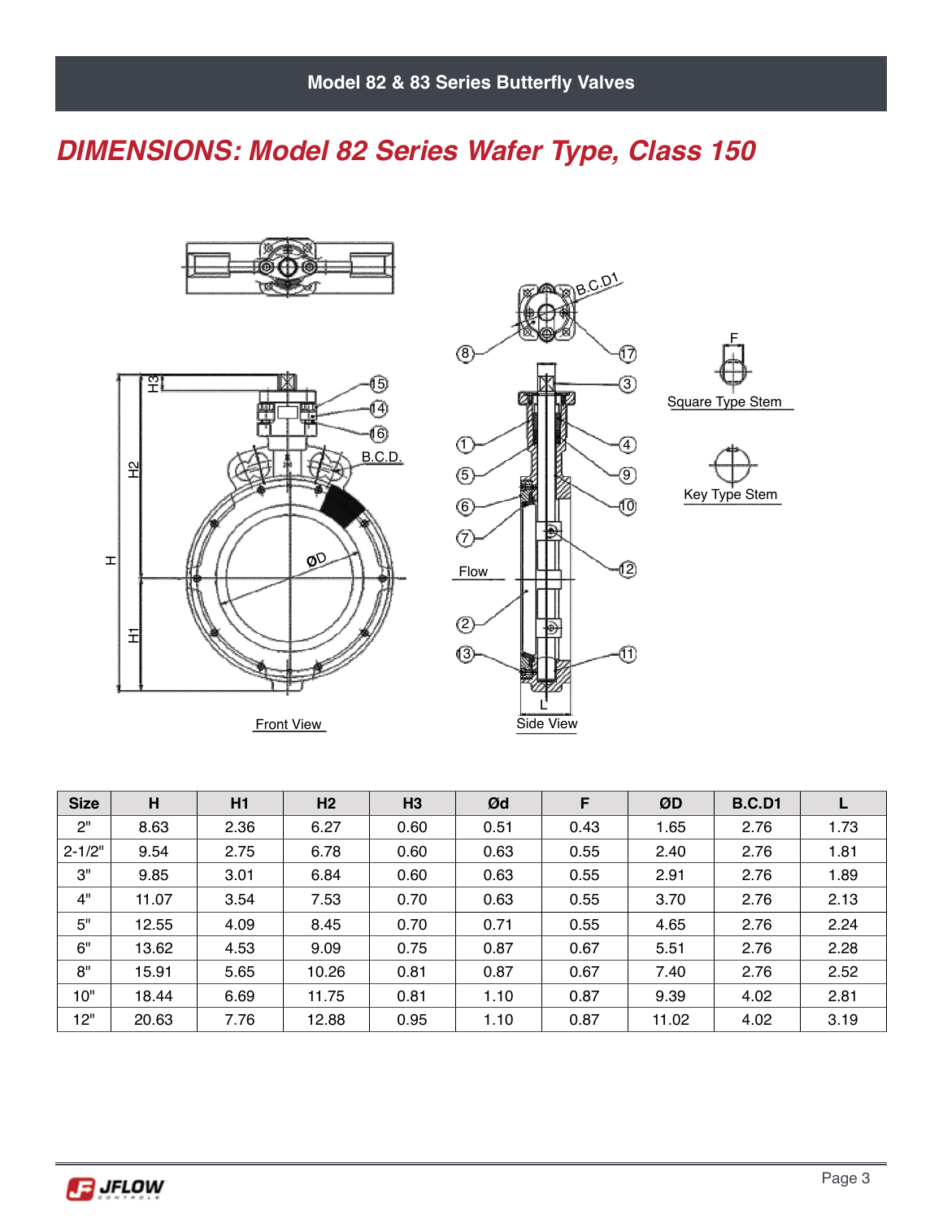## DIMENSIONS: Model 82 Series Wafer Type, Class 150

Front View

Side View

Square Type Stem

Key Type Stem

| Size | H | H1 | H2 | H3 | Ød | F | ØD | B.C.D1 | L |
|---|---|---|---|---|---|---|---|---|---|
| 2" | 8.63 | 2.36 | 6.27 | 0.60 | 0.51 | 0.43 | 1.65 | 2.76 | 1.73 |
| 2-1/2" | 9.54 | 2.75 | 6.78 | 0.60 | 0.63 | 0.55 | 2.40 | 2.76 | 1.81 |
| 3" | 9.85 | 3.01 | 6.84 | 0.60 | 0.63 | 0.55 | 2.91 | 2.76 | 1.89 |
| 4" | 11.07 | 3.54 | 7.53 | 0.70 | 0.63 | 0.55 | 3.70 | 2.76 | 2.13 |
| 5" | 12.55 | 4.09 | 8.45 | 0.70 | 0.71 | 0.55 | 4.65 | 2.76 | 2.24 |
| 6" | 13.62 | 4.53 | 9.09 | 0.75 | 0.87 | 0.67 | 5.51 | 2.76 | 2.28 |
| 8" | 15.91 | 5.65 | 10.26 | 0.81 | 0.87 | 0.67 | 7.40 | 2.76 | 2.52 |
| 10" | 18.44 | 6.69 | 11.75 | 0.81 | 1.10 | 0.87 | 9.39 | 4.02 | 2.81 |
| 12" | 20.63 | 7.76 | 12.88 | 0.95 | 1.10 | 0.87 | 11.02 | 4.02 | 3.19 |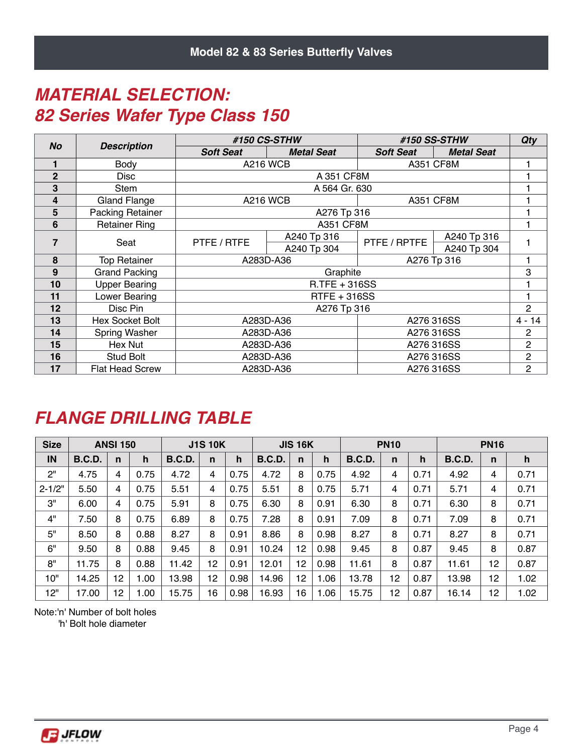## MATERIAL SELECTION:
## 82 Series Wafer Type Class 150

| No | Description | #150 CS-STHW | | #150 SS-STHW | | Qty |
|---|---|---|---|---|---|---|
| | | Soft Seat | Metal Seat | Soft Seat | Metal Seat | |
| 1 | Body | A216 WCB | | A351 CF8M | | 1 |
| 2 | Disc | A 351 CF8M | | | | 1 |
| 3 | Stem | A 564 Gr. 630 | | | | 1 |
| 4 | Gland Flange | A216 WCB | | A351 CF8M | | 1 |
| 5 | Packing Retainer | A276 Tp 316 | | | | 1 |
| 6 | Retainer Ring | A351 CF8M | | | | 1 |
| 7 | Seat | PTFE / RTFE | A240 Tp 316<br>A240 Tp 304 | PTFE / RPTFE | A240 Tp 316<br>A240 Tp 304 | 1 |
| 8 | Top Retainer | A283D-A36 | | A276 Tp 316 | | 1 |
| 9 | Grand Packing | Graphite | | | | 3 |
| 10 | Upper Bearing | R.TFE + 316SS | | | | 1 |
| 11 | Lower Bearing | RTFE + 316SS | | | | 1 |
| 12 | Disc Pin | A276 Tp 316 | | | | 2 |
| 13 | Hex Socket Bolt | A283D-A36 | | A276 316SS | | 4 - 14 |
| 14 | Spring Washer | A283D-A36 | | A276 316SS | | 2 |
| 15 | Hex Nut | A283D-A36 | | A276 316SS | | 2 |
| 16 | Stud Bolt | A283D-A36 | | A276 316SS | | 2 |
| 17 | Flat Head Screw | A283D-A36 | | A276 316SS | | 2 |

## FLANGE DRILLING TABLE

| Size | ANSI 150 | | | J1S 10K | | | JIS 16K | | | PN10 | | | PN16 | | |
|---|---|---|---|---|---|---|---|---|---|---|---|---|---|---|---|
| IN | B.C.D. | n | h | B.C.D. | n | h | B.C.D. | n | h | B.C.D. | n | h | B.C.D. | n | h |
| 2" | 4.75 | 4 | 0.75 | 4.72 | 4 | 0.75 | 4.72 | 8 | 0.75 | 4.92 | 4 | 0.71 | 4.92 | 4 | 0.71 |
| 2-1/2" | 5.50 | 4 | 0.75 | 5.51 | 4 | 0.75 | 5.51 | 8 | 0.75 | 5.71 | 4 | 0.71 | 5.71 | 4 | 0.71 |
| 3" | 6.00 | 4 | 0.75 | 5.91 | 8 | 0.75 | 6.30 | 8 | 0.91 | 6.30 | 8 | 0.71 | 6.30 | 8 | 0.71 |
| 4" | 7.50 | 8 | 0.75 | 6.89 | 8 | 0.75 | 7.28 | 8 | 0.91 | 7.09 | 8 | 0.71 | 7.09 | 8 | 0.71 |
| 5" | 8.50 | 8 | 0.88 | 8.27 | 8 | 0.91 | 8.86 | 8 | 0.98 | 8.27 | 8 | 0.71 | 8.27 | 8 | 0.71 |
| 6" | 9.50 | 8 | 0.88 | 9.45 | 8 | 0.91 | 10.24 | 12 | 0.98 | 9.45 | 8 | 0.87 | 9.45 | 8 | 0.87 |
| 8" | 11.75 | 8 | 0.88 | 11.42 | 12 | 0.91 | 12.01 | 12 | 0.98 | 11.61 | 8 | 0.87 | 11.61 | 12 | 0.87 |
| 10" | 14.25 | 12 | 1.00 | 13.98 | 12 | 0.98 | 14.96 | 12 | 1.06 | 13.78 | 12 | 0.87 | 13.98 | 12 | 1.02 |
| 12" | 17.00 | 12 | 1.00 | 15.75 | 16 | 0.98 | 16.93 | 16 | 1.06 | 15.75 | 12 | 0.87 | 16.14 | 12 | 1.02 |

Note:'n' Number of bolt holes
'h' Bolt hole diameter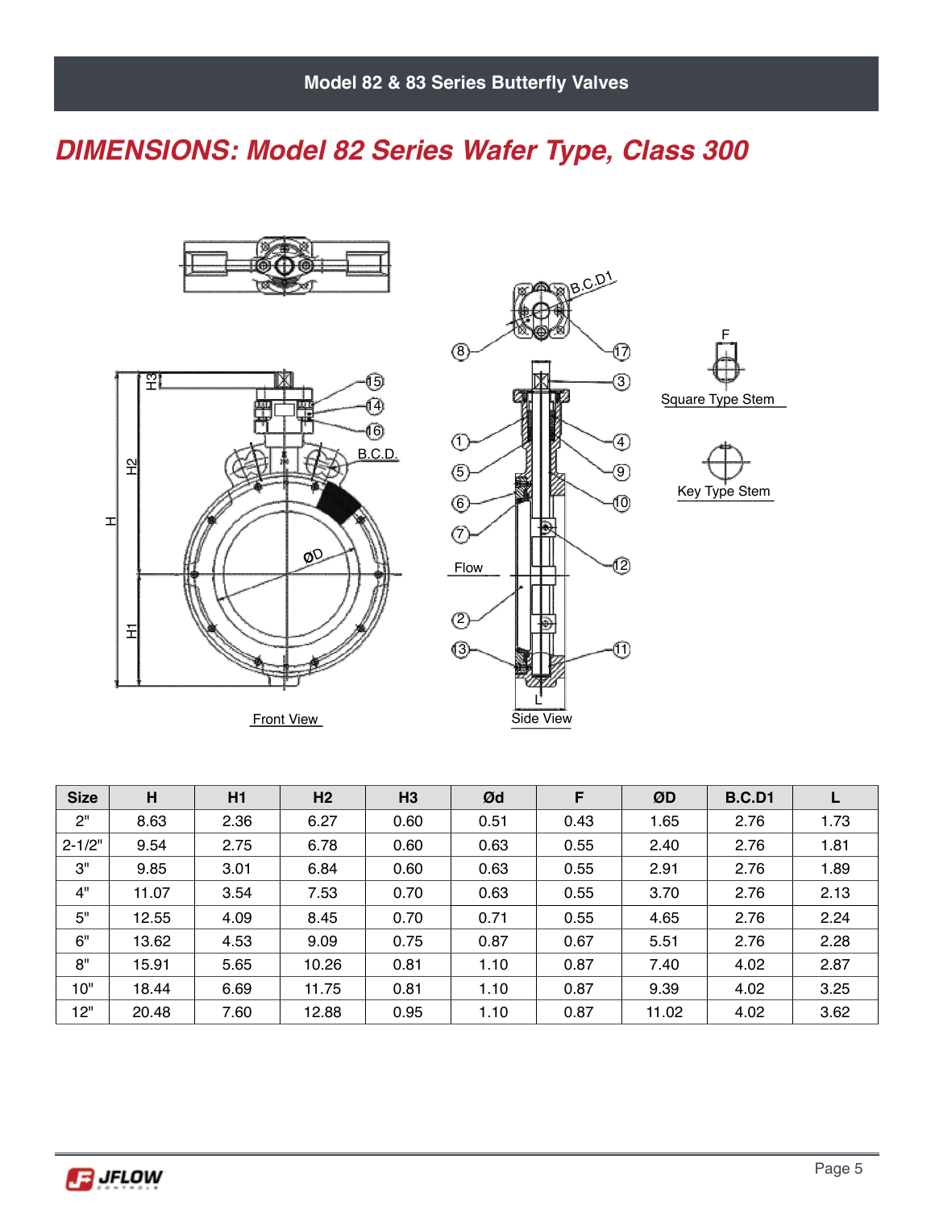## DIMENSIONS: Model 82 Series Wafer Type, Class 300

Front View

Side View

Square Type Stem

Key Type Stem

| Size | H | H1 | H2 | H3 | Ød | F | ØD | B.C.D1 | L |
|---|---|---|---|---|---|---|---|---|---|
| 2" | 8.63 | 2.36 | 6.27 | 0.60 | 0.51 | 0.43 | 1.65 | 2.76 | 1.73 |
| 2-1/2" | 9.54 | 2.75 | 6.78 | 0.60 | 0.63 | 0.55 | 2.40 | 2.76 | 1.81 |
| 3" | 9.85 | 3.01 | 6.84 | 0.60 | 0.63 | 0.55 | 2.91 | 2.76 | 1.89 |
| 4" | 11.07 | 3.54 | 7.53 | 0.70 | 0.63 | 0.55 | 3.70 | 2.76 | 2.13 |
| 5" | 12.55 | 4.09 | 8.45 | 0.70 | 0.71 | 0.55 | 4.65 | 2.76 | 2.24 |
| 6" | 13.62 | 4.53 | 9.09 | 0.75 | 0.87 | 0.67 | 5.51 | 2.76 | 2.28 |
| 8" | 15.91 | 5.65 | 10.26 | 0.81 | 1.10 | 0.87 | 7.40 | 4.02 | 2.87 |
| 10" | 18.44 | 6.69 | 11.75 | 0.81 | 1.10 | 0.87 | 9.39 | 4.02 | 3.25 |
| 12" | 20.48 | 7.60 | 12.88 | 0.95 | 1.10 | 0.87 | 11.02 | 4.02 | 3.62 |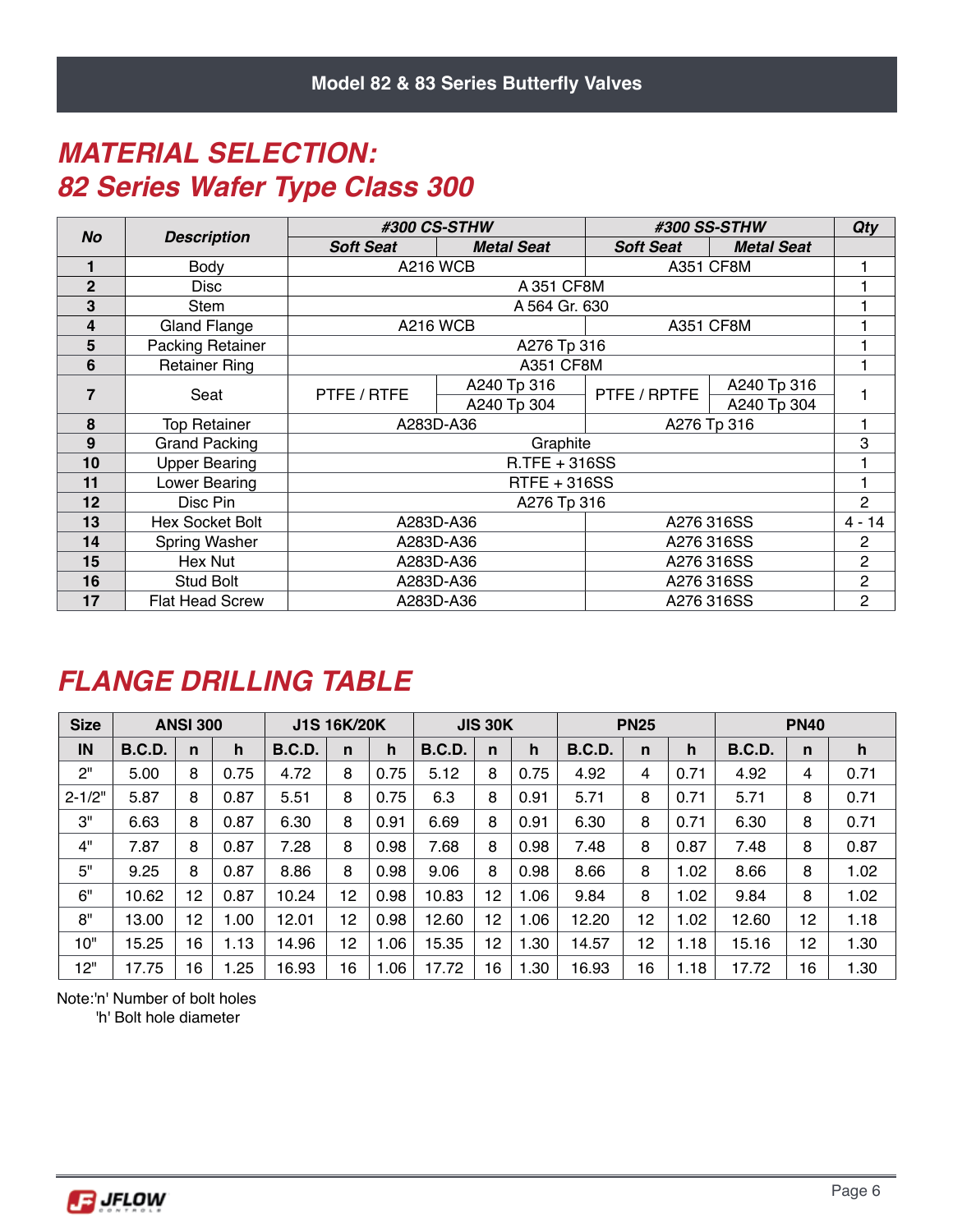## MATERIAL SELECTION:
## 82 Series Wafer Type Class 300

| No | Description | #300 CS-STHW | | #300 SS-STHW | | Qty |
|---|---|---|---|---|---|---|
| | | Soft Seat | Metal Seat | Soft Seat | Metal Seat | |
| 1 | Body | A216 WCB | | A351 CF8M | | 1 |
| 2 | Disc | A 351 CF8M | | | | 1 |
| 3 | Stem | A 564 Gr. 630 | | | | 1 |
| 4 | Gland Flange | A216 WCB | | A351 CF8M | | 1 |
| 5 | Packing Retainer | A276 Tp 316 | | | | 1 |
| 6 | Retainer Ring | A351 CF8M | | | | 1 |
| 7 | Seat | PTFE / RTFE | A240 Tp 316<br>A240 Tp 304 | PTFE / RPTFE | A240 Tp 316<br>A240 Tp 304 | 1 |
| 8 | Top Retainer | A283D-A36 | | A276 Tp 316 | | 1 |
| 9 | Grand Packing | Graphite | | | | 3 |
| 10 | Upper Bearing | R.TFE + 316SS | | | | 1 |
| 11 | Lower Bearing | RTFE + 316SS | | | | 1 |
| 12 | Disc Pin | A276 Tp 316 | | | | 2 |
| 13 | Hex Socket Bolt | A283D-A36 | | A276 316SS | | 4 - 14 |
| 14 | Spring Washer | A283D-A36 | | A276 316SS | | 2 |
| 15 | Hex Nut | A283D-A36 | | A276 316SS | | 2 |
| 16 | Stud Bolt | A283D-A36 | | A276 316SS | | 2 |
| 17 | Flat Head Screw | A283D-A36 | | A276 316SS | | 2 |

## FLANGE DRILLING TABLE

| Size | ANSI 300 | | | J1S 16K/20K | | | JIS 30K | | | PN25 | | | PN40 | | |
|---|---|---|---|---|---|---|---|---|---|---|---|---|---|---|---|
| IN | B.C.D. | n | h | B.C.D. | n | h | B.C.D. | n | h | B.C.D. | n | h | B.C.D. | n | h |
| 2" | 5.00 | 8 | 0.75 | 4.72 | 8 | 0.75 | 5.12 | 8 | 0.75 | 4.92 | 4 | 0.71 | 4.92 | 4 | 0.71 |
| 2-1/2" | 5.87 | 8 | 0.87 | 5.51 | 8 | 0.75 | 6.3 | 8 | 0.91 | 5.71 | 8 | 0.71 | 5.71 | 8 | 0.71 |
| 3" | 6.63 | 8 | 0.87 | 6.30 | 8 | 0.91 | 6.69 | 8 | 0.91 | 6.30 | 8 | 0.71 | 6.30 | 8 | 0.71 |
| 4" | 7.87 | 8 | 0.87 | 7.28 | 8 | 0.98 | 7.68 | 8 | 0.98 | 7.48 | 8 | 0.87 | 7.48 | 8 | 0.87 |
| 5" | 9.25 | 8 | 0.87 | 8.86 | 8 | 0.98 | 9.06 | 8 | 0.98 | 8.66 | 8 | 1.02 | 8.66 | 8 | 1.02 |
| 6" | 10.62 | 12 | 0.87 | 10.24 | 12 | 0.98 | 10.83 | 12 | 1.06 | 9.84 | 8 | 1.02 | 9.84 | 8 | 1.02 |
| 8" | 13.00 | 12 | 1.00 | 12.01 | 12 | 0.98 | 12.60 | 12 | 1.06 | 12.20 | 12 | 1.02 | 12.60 | 12 | 1.18 |
| 10" | 15.25 | 16 | 1.13 | 14.96 | 12 | 1.06 | 15.35 | 12 | 1.30 | 14.57 | 12 | 1.18 | 15.16 | 12 | 1.30 |
| 12" | 17.75 | 16 | 1.25 | 16.93 | 16 | 1.06 | 17.72 | 16 | 1.30 | 16.93 | 16 | 1.18 | 17.72 | 16 | 1.30 |

Note:'n' Number of bolt holes
'h' Bolt hole diameter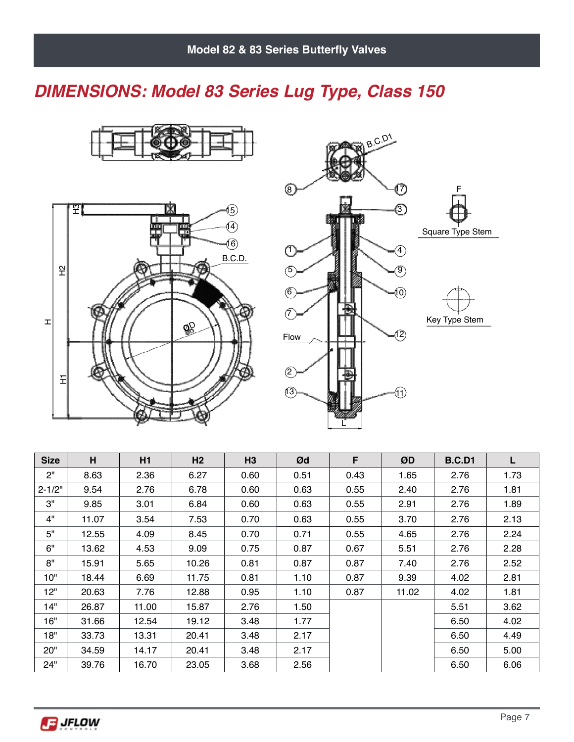## DIMENSIONS: Model 83 Series Lug Type, Class 150

| Size | H | H1 | H2 | H3 | Ød | F | ØD | B.C.D1 | L |
|---|---|---|---|---|---|---|---|---|---|
| 2" | 8.63 | 2.36 | 6.27 | 0.60 | 0.51 | 0.43 | 1.65 | 2.76 | 1.73 |
| 2-1/2" | 9.54 | 2.76 | 6.78 | 0.60 | 0.63 | 0.55 | 2.40 | 2.76 | 1.81 |
| 3" | 9.85 | 3.01 | 6.84 | 0.60 | 0.63 | 0.55 | 2.91 | 2.76 | 1.89 |
| 4" | 11.07 | 3.54 | 7.53 | 0.70 | 0.63 | 0.55 | 3.70 | 2.76 | 2.13 |
| 5" | 12.55 | 4.09 | 8.45 | 0.70 | 0.71 | 0.55 | 4.65 | 2.76 | 2.24 |
| 6" | 13.62 | 4.53 | 9.09 | 0.75 | 0.87 | 0.67 | 5.51 | 2.76 | 2.28 |
| 8" | 15.91 | 5.65 | 10.26 | 0.81 | 0.87 | 0.87 | 7.40 | 2.76 | 2.52 |
| 10" | 18.44 | 6.69 | 11.75 | 0.81 | 1.10 | 0.87 | 9.39 | 4.02 | 2.81 |
| 12" | 20.63 | 7.76 | 12.88 | 0.95 | 1.10 | 0.87 | 11.02 | 4.02 | 1.81 |
| 14" | 26.87 | 11.00 | 15.87 | 2.76 | 1.50 | | | 5.51 | 3.62 |
| 16" | 31.66 | 12.54 | 19.12 | 3.48 | 1.77 | | | 6.50 | 4.02 |
| 18" | 33.73 | 13.31 | 20.41 | 3.48 | 2.17 | | | 6.50 | 4.49 |
| 20" | 34.59 | 14.17 | 20.41 | 3.48 | 2.17 | | | 6.50 | 5.00 |
| 24" | 39.76 | 16.70 | 23.05 | 3.68 | 2.56 | | | 6.50 | 6.06 |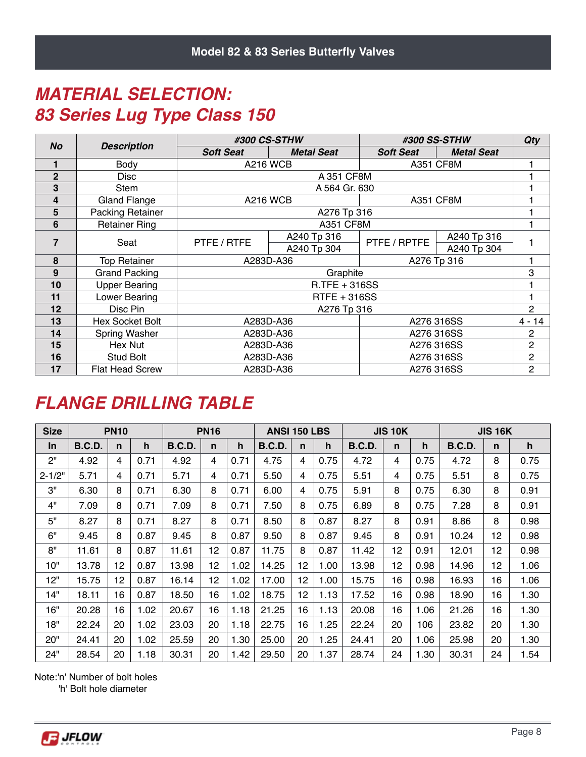# MATERIAL SELECTION: 83 Series Lug Type Class 150

| No | Description | #300 CS-STHW | | #300 SS-STHW | | Qty |
|---|---|---|---|---|---|---|
| | | Soft Seat | Metal Seat | Soft Seat | Metal Seat | |
| 1 | Body | A216 WCB | | A351 CF8M | | 1 |
| 2 | Disc | A 351 CF8M | | | | 1 |
| 3 | Stem | A 564 Gr. 630 | | | | 1 |
| 4 | Gland Flange | A216 WCB | | A351 CF8M | | 1 |
| 5 | Packing Retainer | A276 Tp 316 | | | | 1 |
| 6 | Retainer Ring | A351 CF8M | | | | 1 |
| 7 | Seat | PTFE / RTFE | A240 Tp 316<br>A240 Tp 304 | PTFE / RPTFE | A240 Tp 316<br>A240 Tp 304 | 1 |
| 8 | Top Retainer | A283D-A36 | | A276 Tp 316 | | 1 |
| 9 | Grand Packing | Graphite | | | | 3 |
| 10 | Upper Bearing | R.TFE + 316SS | | | | 1 |
| 11 | Lower Bearing | RTFE + 316SS | | | | 1 |
| 12 | Disc Pin | A276 Tp 316 | | | | 2 |
| 13 | Hex Socket Bolt | A283D-A36 | | A276 316SS | | 4 - 14 |
| 14 | Spring Washer | A283D-A36 | | A276 316SS | | 2 |
| 15 | Hex Nut | A283D-A36 | | A276 316SS | | 2 |
| 16 | Stud Bolt | A283D-A36 | | A276 316SS | | 2 |
| 17 | Flat Head Screw | A283D-A36 | | A276 316SS | | 2 |

# FLANGE DRILLING TABLE

| Size | PN10 | | | PN16 | | | ANSI 150 LBS | | | JIS 10K | | | JIS 16K | | |
|---|---|---|---|---|---|---|---|---|---|---|---|---|---|---|---|
| In | B.C.D. | n | h | B.C.D. | n | h | B.C.D. | n | h | B.C.D. | n | h | B.C.D. | n | h |
| 2" | 4.92 | 4 | 0.71 | 4.92 | 4 | 0.71 | 4.75 | 4 | 0.75 | 4.72 | 4 | 0.75 | 4.72 | 8 | 0.75 |
| 2-1/2" | 5.71 | 4 | 0.71 | 5.71 | 4 | 0.71 | 5.50 | 4 | 0.75 | 5.51 | 4 | 0.75 | 5.51 | 8 | 0.75 |
| 3" | 6.30 | 8 | 0.71 | 6.30 | 8 | 0.71 | 6.00 | 4 | 0.75 | 5.91 | 8 | 0.75 | 6.30 | 8 | 0.91 |
| 4" | 7.09 | 8 | 0.71 | 7.09 | 8 | 0.71 | 7.50 | 8 | 0.75 | 6.89 | 8 | 0.75 | 7.28 | 8 | 0.91 |
| 5" | 8.27 | 8 | 0.71 | 8.27 | 8 | 0.71 | 8.50 | 8 | 0.87 | 8.27 | 8 | 0.91 | 8.86 | 8 | 0.98 |
| 6" | 9.45 | 8 | 0.87 | 9.45 | 8 | 0.87 | 9.50 | 8 | 0.87 | 9.45 | 8 | 0.91 | 10.24 | 12 | 0.98 |
| 8" | 11.61 | 8 | 0.87 | 11.61 | 12 | 0.87 | 11.75 | 8 | 0.87 | 11.42 | 12 | 0.91 | 12.01 | 12 | 0.98 |
| 10" | 13.78 | 12 | 0.87 | 13.98 | 12 | 1.02 | 14.25 | 12 | 1.00 | 13.98 | 12 | 0.98 | 14.96 | 12 | 1.06 |
| 12" | 15.75 | 12 | 0.87 | 16.14 | 12 | 1.02 | 17.00 | 12 | 1.00 | 15.75 | 16 | 0.98 | 16.93 | 16 | 1.06 |
| 14" | 18.11 | 16 | 0.87 | 18.50 | 16 | 1.02 | 18.75 | 12 | 1.13 | 17.52 | 16 | 0.98 | 18.90 | 16 | 1.30 |
| 16" | 20.28 | 16 | 1.02 | 20.67 | 16 | 1.18 | 21.25 | 16 | 1.13 | 20.08 | 16 | 1.06 | 21.26 | 16 | 1.30 |
| 18" | 22.24 | 20 | 1.02 | 23.03 | 20 | 1.18 | 22.75 | 16 | 1.25 | 22.24 | 20 | 106 | 23.82 | 20 | 1.30 |
| 20" | 24.41 | 20 | 1.02 | 25.59 | 20 | 1.30 | 25.00 | 20 | 1.25 | 24.41 | 20 | 1.06 | 25.98 | 20 | 1.30 |
| 24" | 28.54 | 20 | 1.18 | 30.31 | 20 | 1.42 | 29.50 | 20 | 1.37 | 28.74 | 24 | 1.30 | 30.31 | 24 | 1.54 |

Note:'n' Number of bolt holes
'h' Bolt hole diameter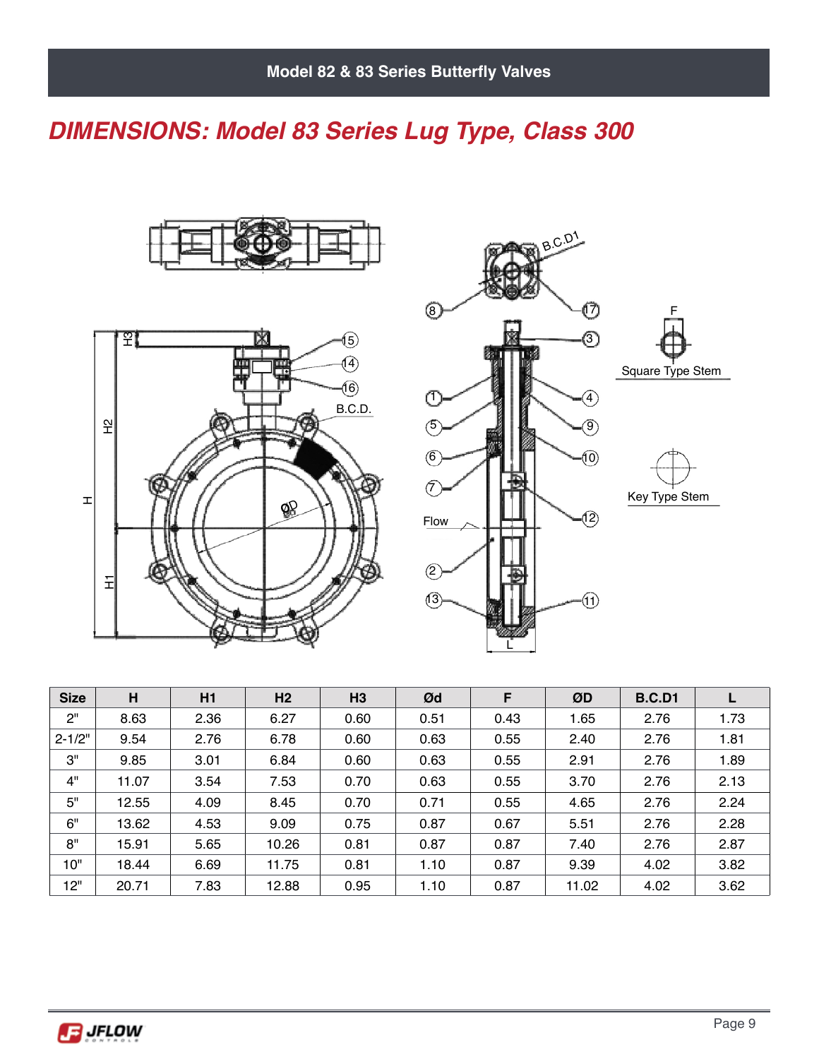# DIMENSIONS: Model 83 Series Lug Type, Class 300

| Size | H | H1 | H2 | H3 | Ød | F | ØD | B.C.D1 | L |
|---|---|---|---|---|---|---|---|---|---|
| 2" | 8.63 | 2.36 | 6.27 | 0.60 | 0.51 | 0.43 | 1.65 | 2.76 | 1.73 |
| 2-1/2" | 9.54 | 2.76 | 6.78 | 0.60 | 0.63 | 0.55 | 2.40 | 2.76 | 1.81 |
| 3" | 9.85 | 3.01 | 6.84 | 0.60 | 0.63 | 0.55 | 2.91 | 2.76 | 1.89 |
| 4" | 11.07 | 3.54 | 7.53 | 0.70 | 0.63 | 0.55 | 3.70 | 2.76 | 2.13 |
| 5" | 12.55 | 4.09 | 8.45 | 0.70 | 0.71 | 0.55 | 4.65 | 2.76 | 2.24 |
| 6" | 13.62 | 4.53 | 9.09 | 0.75 | 0.87 | 0.67 | 5.51 | 2.76 | 2.28 |
| 8" | 15.91 | 5.65 | 10.26 | 0.81 | 0.87 | 0.87 | 7.40 | 2.76 | 2.87 |
| 10" | 18.44 | 6.69 | 11.75 | 0.81 | 1.10 | 0.87 | 9.39 | 4.02 | 3.82 |
| 12" | 20.71 | 7.83 | 12.88 | 0.95 | 1.10 | 0.87 | 11.02 | 4.02 | 3.62 |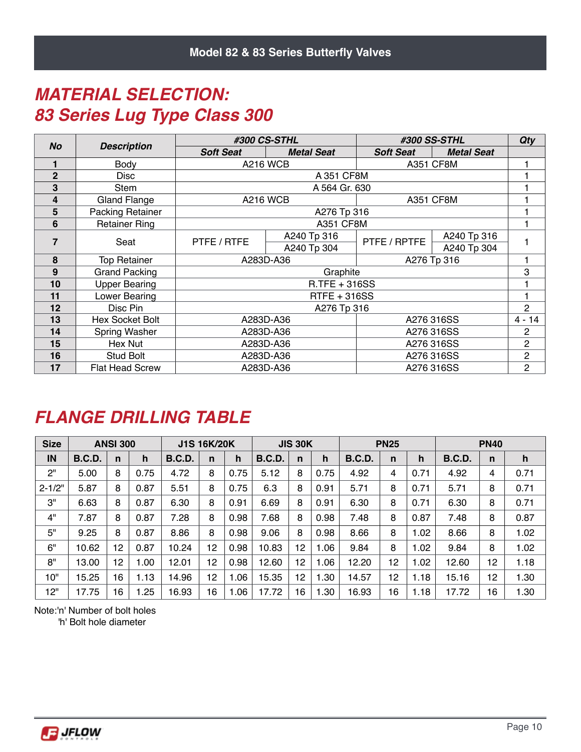## MATERIAL SELECTION:
## 83 Series Lug Type Class 300

| No | Description | #300 CS-STHL | | #300 SS-STHL | | Qty |
|---|---|---|---|---|---|---|
| | | Soft Seat | Metal Seat | Soft Seat | Metal Seat | |
| 1 | Body | A216 WCB | | A351 CF8M | | 1 |
| 2 | Disc | A 351 CF8M | | | | 1 |
| 3 | Stem | A 564 Gr. 630 | | | | 1 |
| 4 | Gland Flange | A216 WCB | | A351 CF8M | | 1 |
| 5 | Packing Retainer | A276 Tp 316 | | | | 1 |
| 6 | Retainer Ring | A351 CF8M | | | | 1 |
| 7 | Seat | PTFE / RTFE | A240 Tp 316<br>A240 Tp 304 | PTFE / RPTFE | A240 Tp 316<br>A240 Tp 304 | 1 |
| 8 | Top Retainer | A283D-A36 | | A276 Tp 316 | | 1 |
| 9 | Grand Packing | Graphite | | | | 3 |
| 10 | Upper Bearing | R.TFE + 316SS | | | | 1 |
| 11 | Lower Bearing | RTFE + 316SS | | | | 1 |
| 12 | Disc Pin | A276 Tp 316 | | | | 2 |
| 13 | Hex Socket Bolt | A283D-A36 | | A276 316SS | | 4 - 14 |
| 14 | Spring Washer | A283D-A36 | | A276 316SS | | 2 |
| 15 | Hex Nut | A283D-A36 | | A276 316SS | | 2 |
| 16 | Stud Bolt | A283D-A36 | | A276 316SS | | 2 |
| 17 | Flat Head Screw | A283D-A36 | | A276 316SS | | 2 |

## FLANGE DRILLING TABLE

| Size | ANSI 300 | | | J1S 16K/20K | | | JIS 30K | | | PN25 | | | PN40 | | |
|---|---|---|---|---|---|---|---|---|---|---|---|---|---|---|---|
| IN | B.C.D. | n | h | B.C.D. | n | h | B.C.D. | n | h | B.C.D. | n | h | B.C.D. | n | h |
| 2" | 5.00 | 8 | 0.75 | 4.72 | 8 | 0.75 | 5.12 | 8 | 0.75 | 4.92 | 4 | 0.71 | 4.92 | 4 | 0.71 |
| 2-1/2" | 5.87 | 8 | 0.87 | 5.51 | 8 | 0.75 | 6.3 | 8 | 0.91 | 5.71 | 8 | 0.71 | 5.71 | 8 | 0.71 |
| 3" | 6.63 | 8 | 0.87 | 6.30 | 8 | 0.91 | 6.69 | 8 | 0.91 | 6.30 | 8 | 0.71 | 6.30 | 8 | 0.71 |
| 4" | 7.87 | 8 | 0.87 | 7.28 | 8 | 0.98 | 7.68 | 8 | 0.98 | 7.48 | 8 | 0.87 | 7.48 | 8 | 0.87 |
| 5" | 9.25 | 8 | 0.87 | 8.86 | 8 | 0.98 | 9.06 | 8 | 0.98 | 8.66 | 8 | 1.02 | 8.66 | 8 | 1.02 |
| 6" | 10.62 | 12 | 0.87 | 10.24 | 12 | 0.98 | 10.83 | 12 | 1.06 | 9.84 | 8 | 1.02 | 9.84 | 8 | 1.02 |
| 8" | 13.00 | 12 | 1.00 | 12.01 | 12 | 0.98 | 12.60 | 12 | 1.06 | 12.20 | 12 | 1.02 | 12.60 | 12 | 1.18 |
| 10" | 15.25 | 16 | 1.13 | 14.96 | 12 | 1.06 | 15.35 | 12 | 1.30 | 14.57 | 12 | 1.18 | 15.16 | 12 | 1.30 |
| 12" | 17.75 | 16 | 1.25 | 16.93 | 16 | 1.06 | 17.72 | 16 | 1.30 | 16.93 | 16 | 1.18 | 17.72 | 16 | 1.30 |

Note:'n' Number of bolt holes
'h' Bolt hole diameter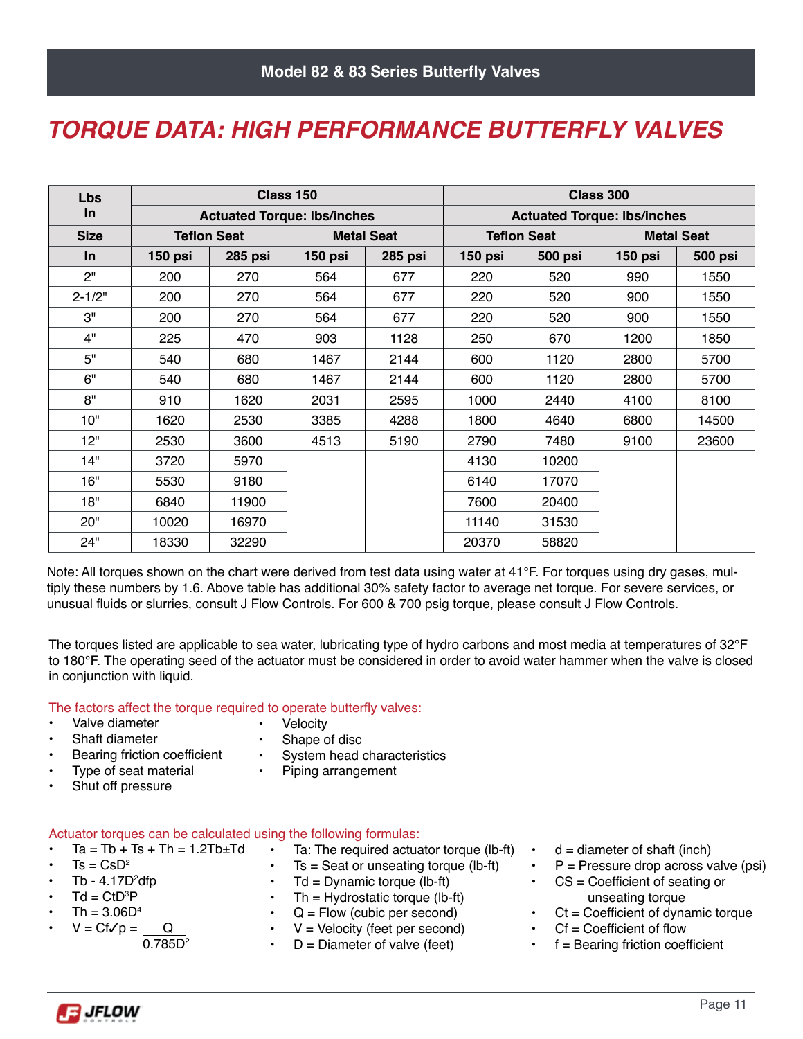## Model 82 & 83 Series Butterfly Valves

# TORQUE DATA: HIGH PERFORMANCE BUTTERFLY VALVES

| Lbs In | Class 150 | | | | Class 300 | | | |
|---|---|---|---|---|---|---|---|---|
| | Actuated Torque: lbs/inches | | | | Actuated Torque: lbs/inches | | | |
| Size | Teflon Seat | | Metal Seat | | Teflon Seat | | Metal Seat | |
| In | 150 psi | 285 psi | 150 psi | 285 psi | 150 psi | 500 psi | 150 psi | 500 psi |
| 2" | 200 | 270 | 564 | 677 | 220 | 520 | 990 | 1550 |
| 2-1/2" | 200 | 270 | 564 | 677 | 220 | 520 | 900 | 1550 |
| 3" | 200 | 270 | 564 | 677 | 220 | 520 | 900 | 1550 |
| 4" | 225 | 470 | 903 | 1128 | 250 | 670 | 1200 | 1850 |
| 5" | 540 | 680 | 1467 | 2144 | 600 | 1120 | 2800 | 5700 |
| 6" | 540 | 680 | 1467 | 2144 | 600 | 1120 | 2800 | 5700 |
| 8" | 910 | 1620 | 2031 | 2595 | 1000 | 2440 | 4100 | 8100 |
| 10" | 1620 | 2530 | 3385 | 4288 | 1800 | 4640 | 6800 | 14500 |
| 12" | 2530 | 3600 | 4513 | 5190 | 2790 | 7480 | 9100 | 23600 |
| 14" | 3720 | 5970 | | | 4130 | 10200 | | |
| 16" | 5530 | 9180 | | | 6140 | 17070 | | |
| 18" | 6840 | 11900 | | | 7600 | 20400 | | |
| 20" | 10020 | 16970 | | | 11140 | 31530 | | |
| 24" | 18330 | 32290 | | | 20370 | 58820 | | |

Note: All torques shown on the chart were derived from test data using water at 41°F. For torques using dry gases, multiply these numbers by 1.6. Above table has additional 30% safety factor to average net torque. For severe services, or unusual fluids or slurries, consult J Flow Controls. For 600 & 700 psig torque, please consult J Flow Controls.

The torques listed are applicable to sea water, lubricating type of hydro carbons and most media at temperatures of 32°F to 180°F. The operating seed of the actuator must be considered in order to avoid water hammer when the valve is closed in conjunction with liquid.

The factors affect the torque required to operate butterfly valves:

- Valve diameter
- Shaft diameter
- Bearing friction coefficient
- Type of seat material
- Shut off pressure
- Velocity
- Shape of disc
- System head characteristics
- Piping arrangement

Actuator torques can be calculated using the following formulas:

- $Ta = Tb + Ts + Th = 1.2Tb \pm Td$
- $Ts = CsD^2$
- $Tb - 4.17D^2dfp$
- $Td = CtD^3P$
- $Th = 3.06D^4$
- $V = Cf\sqrt{p} = \dfrac{Q}{0.785D^2}$
- Ta: The required actuator torque (lb-ft)
- Ts = Seat or unseating torque (lb-ft)
- Td = Dynamic torque (lb-ft)
- Th = Hydrostatic torque (lb-ft)
- Q = Flow (cubic per second)
- V = Velocity (feet per second)
- D = Diameter of valve (feet)
- d = diameter of shaft (inch)
- P = Pressure drop across valve (psi)
- CS = Coefficient of seating or unseating torque
- Ct = Coefficient of dynamic torque
- Cf = Coefficient of flow
- f = Bearing friction coefficient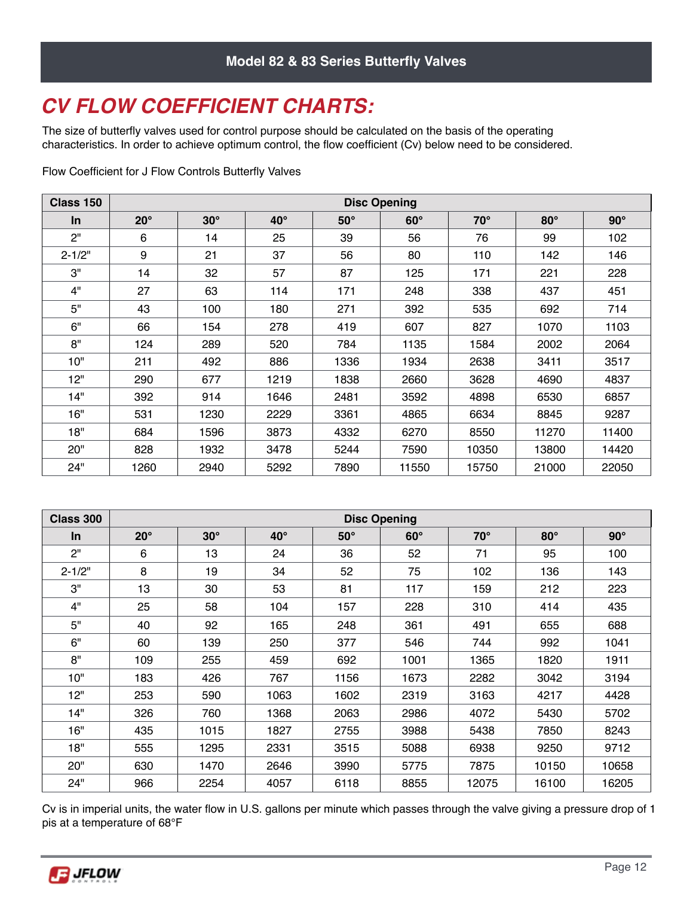# CV FLOW COEFFICIENT CHARTS:

The size of butterfly valves used for control purpose should be calculated on the basis of the operating characteristics. In order to achieve optimum control, the flow coefficient (Cv) below need to be considered.

Flow Coefficient for J Flow Controls Butterfly Valves

| Class 150 | Disc Opening | | | | | | | |
|---|---|---|---|---|---|---|---|---|
| **In** | **20°** | **30°** | **40°** | **50°** | **60°** | **70°** | **80°** | **90°** |
| 2" | 6 | 14 | 25 | 39 | 56 | 76 | 99 | 102 |
| 2-1/2" | 9 | 21 | 37 | 56 | 80 | 110 | 142 | 146 |
| 3" | 14 | 32 | 57 | 87 | 125 | 171 | 221 | 228 |
| 4" | 27 | 63 | 114 | 171 | 248 | 338 | 437 | 451 |
| 5" | 43 | 100 | 180 | 271 | 392 | 535 | 692 | 714 |
| 6" | 66 | 154 | 278 | 419 | 607 | 827 | 1070 | 1103 |
| 8" | 124 | 289 | 520 | 784 | 1135 | 1584 | 2002 | 2064 |
| 10" | 211 | 492 | 886 | 1336 | 1934 | 2638 | 3411 | 3517 |
| 12" | 290 | 677 | 1219 | 1838 | 2660 | 3628 | 4690 | 4837 |
| 14" | 392 | 914 | 1646 | 2481 | 3592 | 4898 | 6530 | 6857 |
| 16" | 531 | 1230 | 2229 | 3361 | 4865 | 6634 | 8845 | 9287 |
| 18" | 684 | 1596 | 3873 | 4332 | 6270 | 8550 | 11270 | 11400 |
| 20" | 828 | 1932 | 3478 | 5244 | 7590 | 10350 | 13800 | 14420 |
| 24" | 1260 | 2940 | 5292 | 7890 | 11550 | 15750 | 21000 | 22050 |

| Class 300 | Disc Opening | | | | | | | |
|---|---|---|---|---|---|---|---|---|
| **In** | **20°** | **30°** | **40°** | **50°** | **60°** | **70°** | **80°** | **90°** |
| 2" | 6 | 13 | 24 | 36 | 52 | 71 | 95 | 100 |
| 2-1/2" | 8 | 19 | 34 | 52 | 75 | 102 | 136 | 143 |
| 3" | 13 | 30 | 53 | 81 | 117 | 159 | 212 | 223 |
| 4" | 25 | 58 | 104 | 157 | 228 | 310 | 414 | 435 |
| 5" | 40 | 92 | 165 | 248 | 361 | 491 | 655 | 688 |
| 6" | 60 | 139 | 250 | 377 | 546 | 744 | 992 | 1041 |
| 8" | 109 | 255 | 459 | 692 | 1001 | 1365 | 1820 | 1911 |
| 10" | 183 | 426 | 767 | 1156 | 1673 | 2282 | 3042 | 3194 |
| 12" | 253 | 590 | 1063 | 1602 | 2319 | 3163 | 4217 | 4428 |
| 14" | 326 | 760 | 1368 | 2063 | 2986 | 4072 | 5430 | 5702 |
| 16" | 435 | 1015 | 1827 | 2755 | 3988 | 5438 | 7850 | 8243 |
| 18" | 555 | 1295 | 2331 | 3515 | 5088 | 6938 | 9250 | 9712 |
| 20" | 630 | 1470 | 2646 | 3990 | 5775 | 7875 | 10150 | 10658 |
| 24" | 966 | 2254 | 4057 | 6118 | 8855 | 12075 | 16100 | 16205 |

Cv is in imperial units, the water flow in U.S. gallons per minute which passes through the valve giving a pressure drop of 1 pis at a temperature of 68°F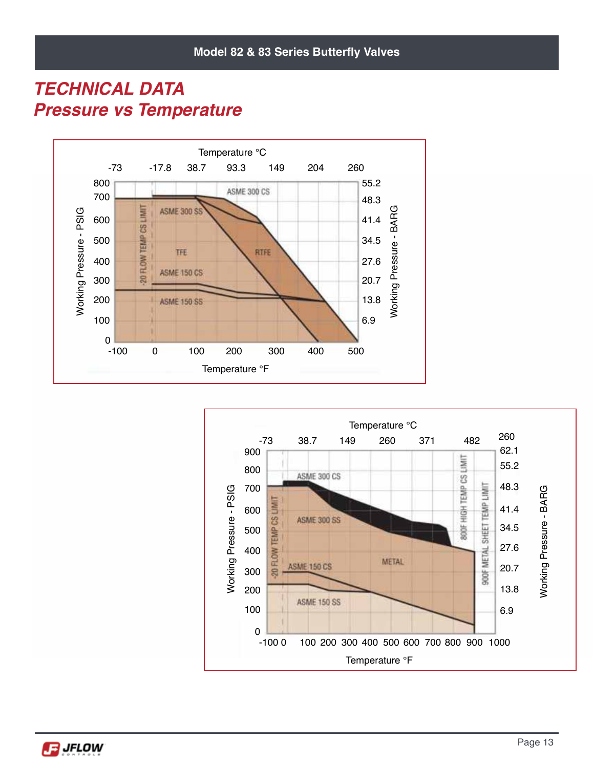# TECHNICAL DATA

## Pressure vs Temperature

Temperature °C

-73 -17.8 38.7 93.3 149 204 260

Working Pressure - PSIG: 800, 700, 600, 500, 400, 300, 200, 100, 0

Working Pressure - BARG: 55.2, 48.3, 41.4, 34.5, 27.6, 20.7, 13.8, 6.9

ASME 300 CS

ASME 300 SS

-20 FLOW TEMP CS LIMIT

TFE

RTFE

ASME 150 CS

ASME 150 SS

-100 0 100 200 300 400 500

Temperature °F

Temperature °C

-73 38.7 149 260 371 482 260

Working Pressure - PSIG: 900, 800, 700, 600, 500, 400, 300, 200, 100, 0

Working Pressure - BARG: 62.1, 55.2, 48.3, 41.4, 34.5, 27.6, 20.7, 13.8, 6.9

ASME 300 CS

ASME 300 SS

-20 FLOW TEMP CS LIMIT

800F HIGH TEMP CS LIMIT

900F METAL SHEET TEMP LIMIT

METAL

ASME 150 CS

ASME 150 SS

-100 0 100 200 300 400 500 600 700 800 900 1000

Temperature °F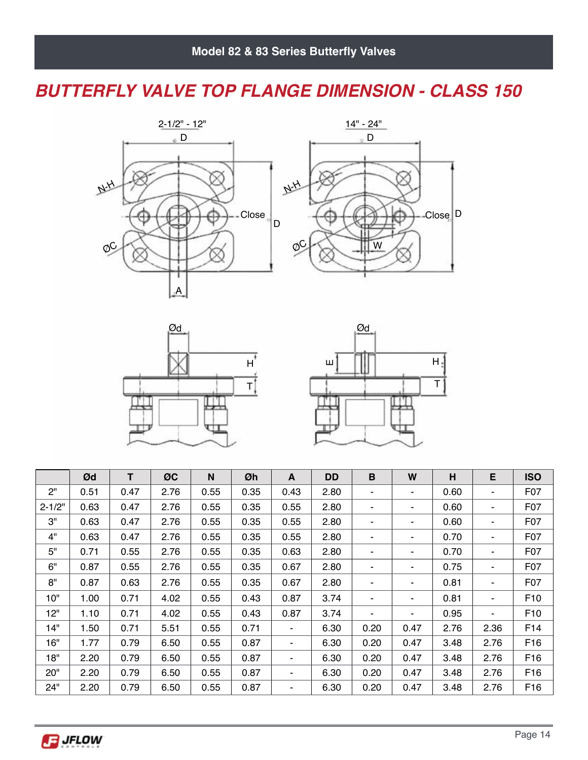## BUTTERFLY VALVE TOP FLANGE DIMENSION - CLASS 150

2-1/2" - 12"

14" - 24"

|  | Ød | T | ØC | N | Øh | A | DD | B | W | H | E | ISO |
|---|---|---|---|---|---|---|---|---|---|---|---|---|
| 2" | 0.51 | 0.47 | 2.76 | 0.55 | 0.35 | 0.43 | 2.80 | - | - | 0.60 | - | F07 |
| 2-1/2" | 0.63 | 0.47 | 2.76 | 0.55 | 0.35 | 0.55 | 2.80 | - | - | 0.60 | - | F07 |
| 3" | 0.63 | 0.47 | 2.76 | 0.55 | 0.35 | 0.55 | 2.80 | - | - | 0.60 | - | F07 |
| 4" | 0.63 | 0.47 | 2.76 | 0.55 | 0.35 | 0.55 | 2.80 | - | - | 0.70 | - | F07 |
| 5" | 0.71 | 0.55 | 2.76 | 0.55 | 0.35 | 0.63 | 2.80 | - | - | 0.70 | - | F07 |
| 6" | 0.87 | 0.55 | 2.76 | 0.55 | 0.35 | 0.67 | 2.80 | - | - | 0.75 | - | F07 |
| 8" | 0.87 | 0.63 | 2.76 | 0.55 | 0.35 | 0.67 | 2.80 | - | - | 0.81 | - | F07 |
| 10" | 1.00 | 0.71 | 4.02 | 0.55 | 0.43 | 0.87 | 3.74 | - | - | 0.81 | - | F10 |
| 12" | 1.10 | 0.71 | 4.02 | 0.55 | 0.43 | 0.87 | 3.74 | - | - | 0.95 | - | F10 |
| 14" | 1.50 | 0.71 | 5.51 | 0.55 | 0.71 | - | 6.30 | 0.20 | 0.47 | 2.76 | 2.36 | F14 |
| 16" | 1.77 | 0.79 | 6.50 | 0.55 | 0.87 | - | 6.30 | 0.20 | 0.47 | 3.48 | 2.76 | F16 |
| 18" | 2.20 | 0.79 | 6.50 | 0.55 | 0.87 | - | 6.30 | 0.20 | 0.47 | 3.48 | 2.76 | F16 |
| 20" | 2.20 | 0.79 | 6.50 | 0.55 | 0.87 | - | 6.30 | 0.20 | 0.47 | 3.48 | 2.76 | F16 |
| 24" | 2.20 | 0.79 | 6.50 | 0.55 | 0.87 | - | 6.30 | 0.20 | 0.47 | 3.48 | 2.76 | F16 |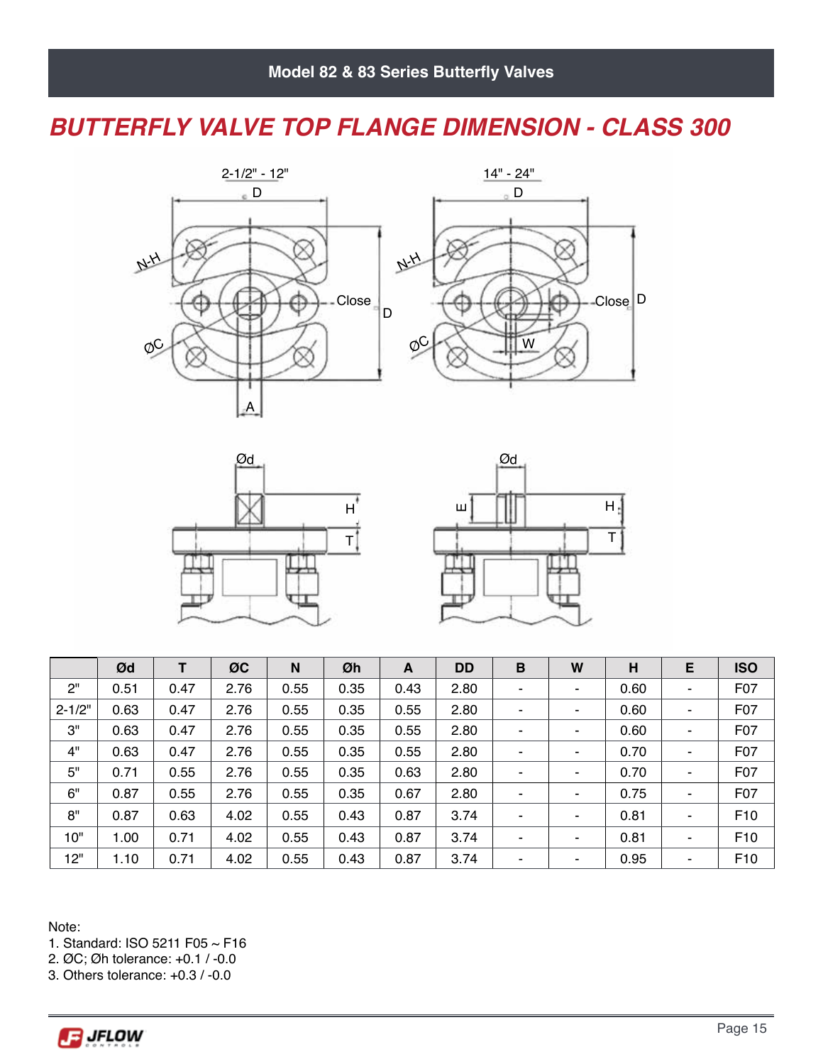## BUTTERFLY VALVE TOP FLANGE DIMENSION - CLASS 300

| | Ød | T | ØC | N | Øh | A | DD | B | W | H | E | ISO |
|---|---|---|---|---|---|---|---|---|---|---|---|---|
| 2" | 0.51 | 0.47 | 2.76 | 0.55 | 0.35 | 0.43 | 2.80 | - | - | 0.60 | - | F07 |
| 2-1/2" | 0.63 | 0.47 | 2.76 | 0.55 | 0.35 | 0.55 | 2.80 | - | - | 0.60 | - | F07 |
| 3" | 0.63 | 0.47 | 2.76 | 0.55 | 0.35 | 0.55 | 2.80 | - | - | 0.60 | - | F07 |
| 4" | 0.63 | 0.47 | 2.76 | 0.55 | 0.35 | 0.55 | 2.80 | - | - | 0.70 | - | F07 |
| 5" | 0.71 | 0.55 | 2.76 | 0.55 | 0.35 | 0.63 | 2.80 | - | - | 0.70 | - | F07 |
| 6" | 0.87 | 0.55 | 2.76 | 0.55 | 0.35 | 0.67 | 2.80 | - | - | 0.75 | - | F07 |
| 8" | 0.87 | 0.63 | 4.02 | 0.55 | 0.43 | 0.87 | 3.74 | - | - | 0.81 | - | F10 |
| 10" | 1.00 | 0.71 | 4.02 | 0.55 | 0.43 | 0.87 | 3.74 | - | - | 0.81 | - | F10 |
| 12" | 1.10 | 0.71 | 4.02 | 0.55 | 0.43 | 0.87 | 3.74 | - | - | 0.95 | - | F10 |

Note:
1. Standard: ISO 5211 F05 ~ F16
2. ØC; Øh tolerance: +0.1 / -0.0
3. Others tolerance: +0.3 / -0.0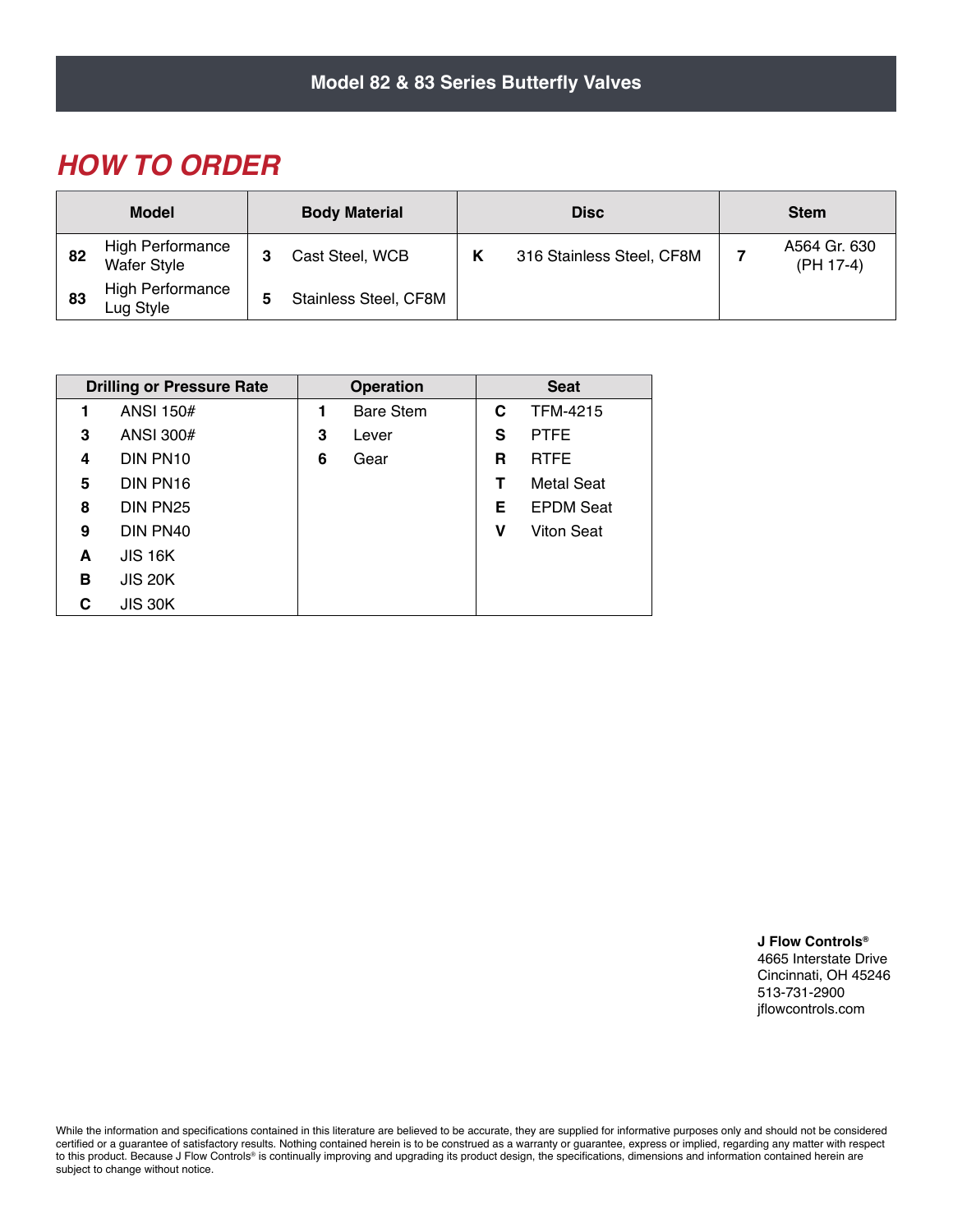## HOW TO ORDER

| Model | | Body Material | | Disc | | Stem | |
|---|---|---|---|---|---|---|---|
| 82 | High Performance Wafer Style | 3 | Cast Steel, WCB | K | 316 Stainless Steel, CF8M | 7 | A564 Gr. 630 (PH 17-4) |
| 83 | High Performance Lug Style | 5 | Stainless Steel, CF8M | | | | |

| Drilling or Pressure Rate | | Operation | | Seat | |
|---|---|---|---|---|---|
| 1 | ANSI 150# | 1 | Bare Stem | C | TFM-4215 |
| 3 | ANSI 300# | 3 | Lever | S | PTFE |
| 4 | DIN PN10 | 6 | Gear | R | RTFE |
| 5 | DIN PN16 | | | T | Metal Seat |
| 8 | DIN PN25 | | | E | EPDM Seat |
| 9 | DIN PN40 | | | V | Viton Seat |
| A | JIS 16K | | | | |
| B | JIS 20K | | | | |
| C | JIS 30K | | | | |

**J Flow Controls®**
4665 Interstate Drive
Cincinnati, OH 45246
513-731-2900
jflowcontrols.com

While the information and specifications contained in this literature are believed to be accurate, they are supplied for informative purposes only and should not be considered certified or a guarantee of satisfactory results. Nothing contained herein is to be construed as a warranty or guarantee, express or implied, regarding any matter with respect to this product. Because J Flow Controls® is continually improving and upgrading its product design, the specifications, dimensions and information contained herein are subject to change without notice.